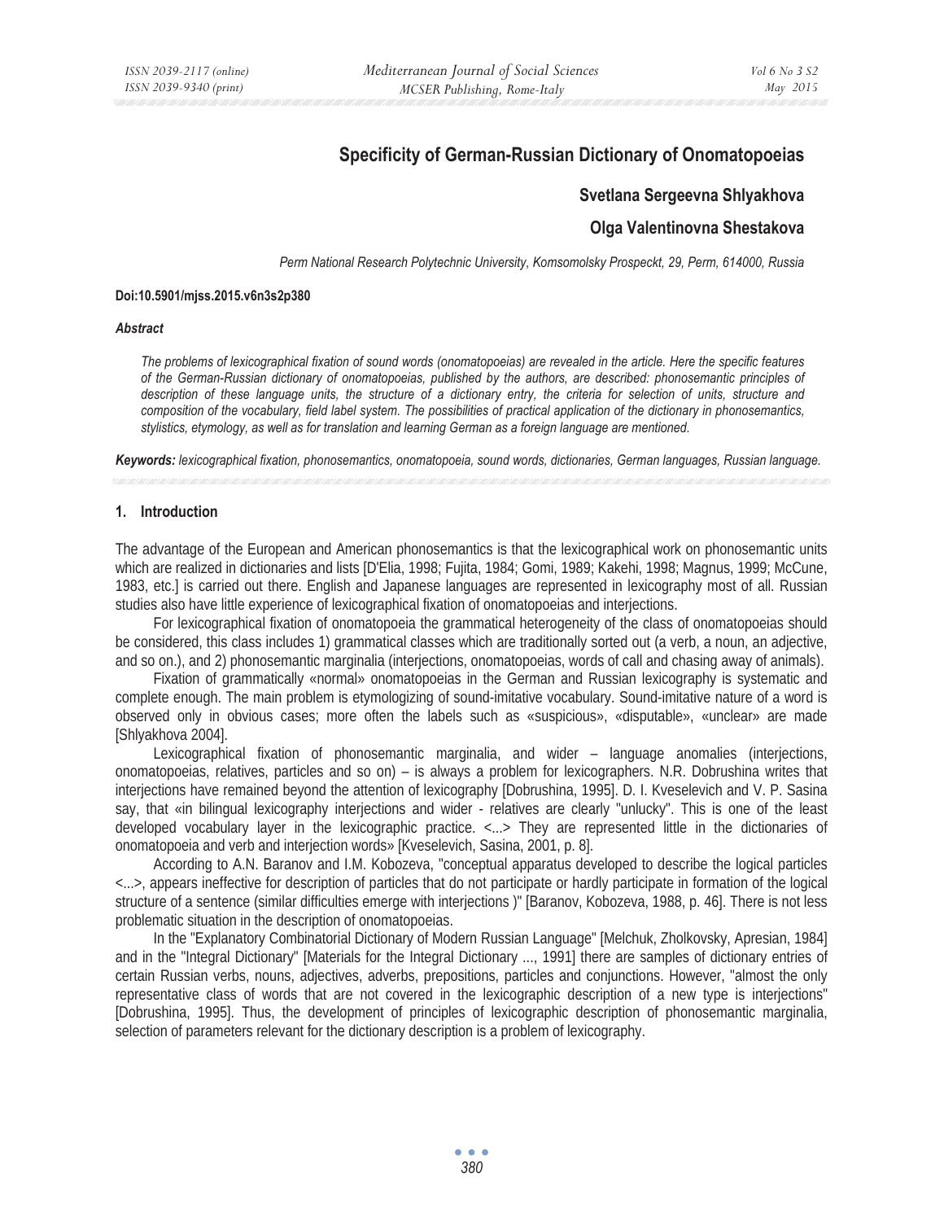# Specificity of German-Russian Dictionary of Onomatopoeias

**Svetlana Sergeevna Shlyakhova**

**Olga Valentinovna Shestakova**

*Perm National Research Polytechnic University, Komsomolsky Prospeckt, 29, Perm, 614000, Russia*

**Doi:10.5901/mjss.2015.v6n3s2p380**

***Abstract***

*The problems of lexicographical fixation of sound words (onomatopoeias) are revealed in the article. Here the specific features of the German-Russian dictionary of onomatopoeias, published by the authors, are described: phonosemantic principles of description of these language units, the structure of a dictionary entry, the criteria for selection of units, structure and composition of the vocabulary, field label system. The possibilities of practical application of the dictionary in phonosemantics, stylistics, etymology, as well as for translation and learning German as a foreign language are mentioned.*

***Keywords:*** *lexicographical fixation, phonosemantics, onomatopoeia, sound words, dictionaries, German languages, Russian language.*

## 1. Introduction

The advantage of the European and American phonosemantics is that the lexicographical work on phonosemantic units which are realized in dictionaries and lists [D'Elia, 1998; Fujita, 1984; Gomi, 1989; Kakehi, 1998; Magnus, 1999; McCune, 1983, etc.] is carried out there. English and Japanese languages are represented in lexicography most of all. Russian studies also have little experience of lexicographical fixation of onomatopoeias and interjections.

For lexicographical fixation of onomatopoeia the grammatical heterogeneity of the class of onomatopoeias should be considered, this class includes 1) grammatical classes which are traditionally sorted out (a verb, a noun, an adjective, and so on.), and 2) phonosemantic marginalia (interjections, onomatopoeias, words of call and chasing away of animals).

Fixation of grammatically «normal» onomatopoeias in the German and Russian lexicography is systematic and complete enough. The main problem is etymologizing of sound-imitative vocabulary. Sound-imitative nature of a word is observed only in obvious cases; more often the labels such as «suspicious», «disputable», «unclear» are made [Shlyakhova 2004].

Lexicographical fixation of phonosemantic marginalia, and wider – language anomalies (interjections, onomatopoeias, relatives, particles and so on) – is always a problem for lexicographers. N.R. Dobrushina writes that interjections have remained beyond the attention of lexicography [Dobrushina, 1995]. D. I. Kveselevich and V. P. Sasina say, that «in bilingual lexicography interjections and wider - relatives are clearly "unlucky". This is one of the least developed vocabulary layer in the lexicographic practice. <...> They are represented little in the dictionaries of onomatopoeia and verb and interjection words» [Kveselevich, Sasina, 2001, p. 8].

According to A.N. Baranov and I.M. Kobozeva, "conceptual apparatus developed to describe the logical particles <...>, appears ineffective for description of particles that do not participate or hardly participate in formation of the logical structure of a sentence (similar difficulties emerge with interjections )" [Baranov, Kobozeva, 1988, p. 46]. There is not less problematic situation in the description of onomatopoeias.

In the "Explanatory Combinatorial Dictionary of Modern Russian Language" [Melchuk, Zholkovsky, Apresian, 1984] and in the "Integral Dictionary" [Materials for the Integral Dictionary ..., 1991] there are samples of dictionary entries of certain Russian verbs, nouns, adjectives, adverbs, prepositions, particles and conjunctions. However, "almost the only representative class of words that are not covered in the lexicographic description of a new type is interjections" [Dobrushina, 1995]. Thus, the development of principles of lexicographic description of phonosemantic marginalia, selection of parameters relevant for the dictionary description is a problem of lexicography.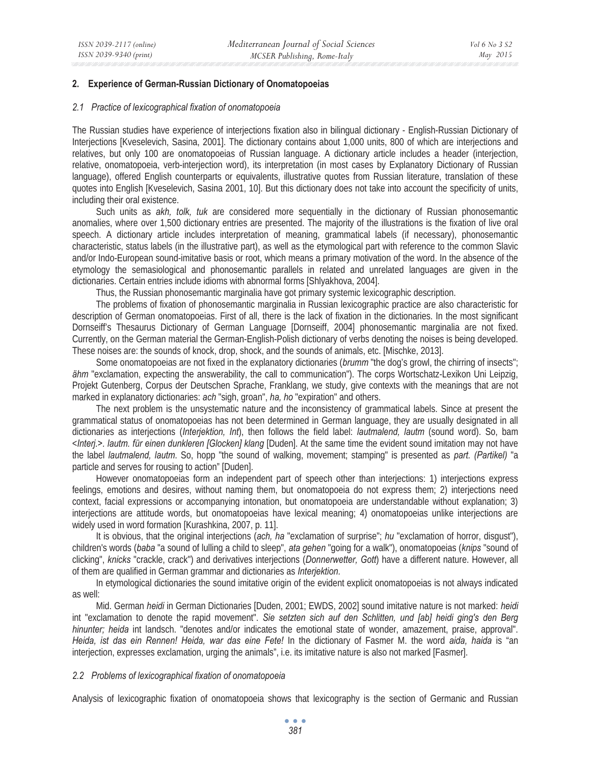## 2. Experience of German-Russian Dictionary of Onomatopoeias

### *2.1 Practice of lexicographical fixation of onomatopoeia*

The Russian studies have experience of interjections fixation also in bilingual dictionary - English-Russian Dictionary of Interjections [Kveselevich, Sasina, 2001]. The dictionary contains about 1,000 units, 800 of which are interjections and relatives, but only 100 are onomatopoeias of Russian language. A dictionary article includes a header (interjection, relative, onomatopoeia, verb-interjection word), its interpretation (in most cases by Explanatory Dictionary of Russian language), offered English counterparts or equivalents, illustrative quotes from Russian literature, translation of these quotes into English [Kveselevich, Sasina 2001, 10]. But this dictionary does not take into account the specificity of units, including their oral existence.

Such units as *akh, tolk, tuk* are considered more sequentially in the dictionary of Russian phonosemantic anomalies, where over 1,500 dictionary entries are presented. The majority of the illustrations is the fixation of live oral speech. A dictionary article includes interpretation of meaning, grammatical labels (if necessary), phonosemantic characteristic, status labels (in the illustrative part), as well as the etymological part with reference to the common Slavic and/or Indo-European sound-imitative basis or root, which means a primary motivation of the word. In the absence of the etymology the semasiological and phonosemantic parallels in related and unrelated languages are given in the dictionaries. Certain entries include idioms with abnormal forms [Shlyakhova, 2004].

Thus, the Russian phonosemantic marginalia have got primary systemic lexicographic description.

The problems of fixation of phonosemantic marginalia in Russian lexicographic practice are also characteristic for description of German onomatopoeias. First of all, there is the lack of fixation in the dictionaries. In the most significant Dornseiff's Thesaurus Dictionary of German Language [Dornseiff, 2004] phonosemantic marginalia are not fixed. Currently, on the German material the German-English-Polish dictionary of verbs denoting the noises is being developed. These noises are: the sounds of knock, drop, shock, and the sounds of animals, etc. [Mischke, 2013].

Some onomatopoeias are not fixed in the explanatory dictionaries (*brumm* "the dog's growl, the chirring of insects"; *ähm* "exclamation, expecting the answerability, the call to communication"). The corps Wortschatz-Lexikon Uni Leipzig, Projekt Gutenberg, Corpus der Deutschen Sprache, Franklang, we study, give contexts with the meanings that are not marked in explanatory dictionaries: *ach* "sigh, groan", *ha, ho* "expiration" and others.

The next problem is the unsystematic nature and the inconsistency of grammatical labels. Since at present the grammatical status of onomatopoeias has not been determined in German language, they are usually designated in all dictionaries as interjections (*Interjektion, Int*), then follows the field label: *lautmalend, lautm* (sound word). So, bam <*Interj.*>. *lautm. für einen dunkleren [Glocken] klang* [Duden]. At the same time the evident sound imitation may not have the label *lautmalend, lautm*. So, hopp "the sound of walking, movement; stamping" is presented as *part. (Partikel)* "a particle and serves for rousing to action" [Duden].

However onomatopoeias form an independent part of speech other than interjections: 1) interjections express feelings, emotions and desires, without naming them, but onomatopoeia do not express them; 2) interjections need context, facial expressions or accompanying intonation, but onomatopoeia are understandable without explanation; 3) interjections are attitude words, but onomatopoeias have lexical meaning; 4) onomatopoeias unlike interjections are widely used in word formation [Kurashkina, 2007, p. 11].

It is obvious, that the original interjections (*ach, ha* "exclamation of surprise"; *hu* "exclamation of horror, disgust"), children's words (*baba* "a sound of lulling a child to sleep", *ata gehen* "going for a walk"), onomatopoeias (*knips* "sound of clicking", *knicks* "crackle, crack") and derivatives interjections (*Donnerwetter, Gott*) have a different nature. However, all of them are qualified in German grammar and dictionaries as *Interjektion.*

In etymological dictionaries the sound imitative origin of the evident explicit onomatopoeias is not always indicated as well:

Mid. German *heidi* in German Dictionaries [Duden, 2001; EWDS, 2002] sound imitative nature is not marked: *heidi* int "exclamation to denote the rapid movement". *Sie setzten sich auf den Schlitten, und [ab] heidi ging's den Berg hinunter; heida* int landsch. "denotes and/or indicates the emotional state of wonder, amazement, praise, approval". *Heida, ist das ein Rennen! Heida, war das eine Fete!* In the dictionary of Fasmer M. the word *aida, haida* is "an interjection, expresses exclamation, urging the animals", i.e. its imitative nature is also not marked [Fasmer].

### *2.2 Problems of lexicographical fixation of onomatopoeia*

Analysis of lexicographic fixation of onomatopoeia shows that lexicography is the section of Germanic and Russian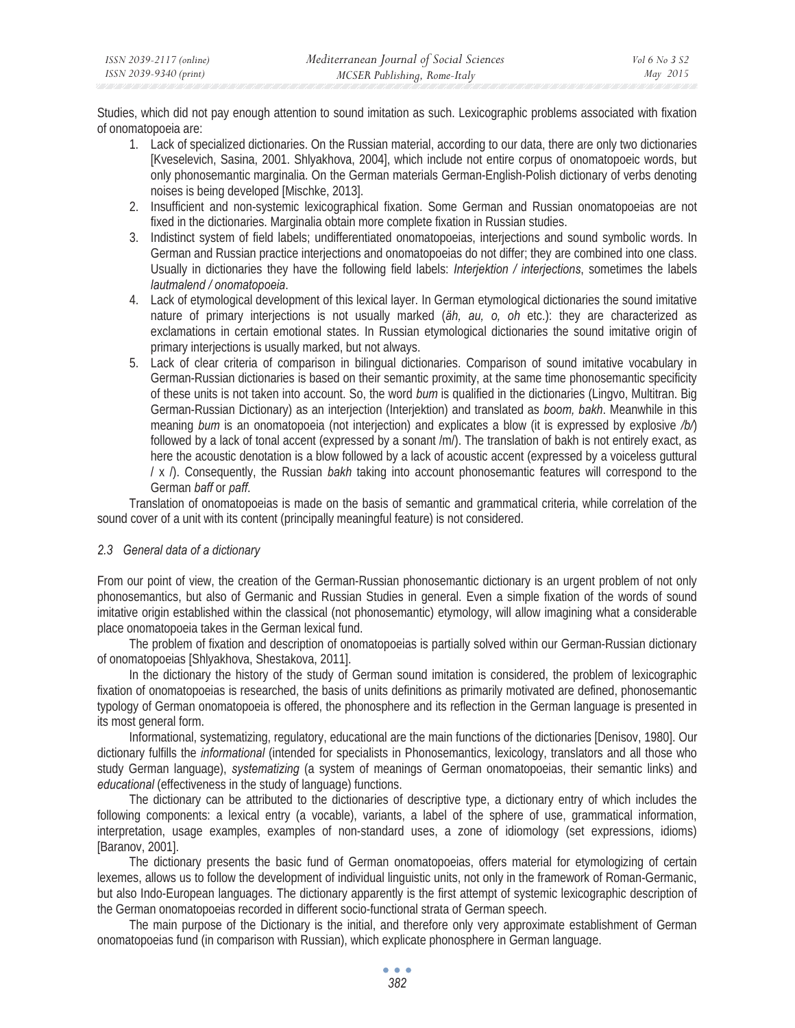Studies, which did not pay enough attention to sound imitation as such. Lexicographic problems associated with fixation of onomatopoeia are:

1. Lack of specialized dictionaries. On the Russian material, according to our data, there are only two dictionaries [Kveselevich, Sasina, 2001. Shlyakhova, 2004], which include not entire corpus of onomatopoeic words, but only phonosemantic marginalia. On the German materials German-English-Polish dictionary of verbs denoting noises is being developed [Mischke, 2013].
2. Insufficient and non-systemic lexicographical fixation. Some German and Russian onomatopoeias are not fixed in the dictionaries. Marginalia obtain more complete fixation in Russian studies.
3. Indistinct system of field labels; undifferentiated onomatopoeias, interjections and sound symbolic words. In German and Russian practice interjections and onomatopoeias do not differ; they are combined into one class. Usually in dictionaries they have the following field labels: *Interjektion / interjections*, sometimes the labels *lautmalend / onomatopoeia*.
4. Lack of etymological development of this lexical layer. In German etymological dictionaries the sound imitative nature of primary interjections is not usually marked (*äh, au, o, oh* etc.): they are characterized as exclamations in certain emotional states. In Russian etymological dictionaries the sound imitative origin of primary interjections is usually marked, but not always.
5. Lack of clear criteria of comparison in bilingual dictionaries. Comparison of sound imitative vocabulary in German-Russian dictionaries is based on their semantic proximity, at the same time phonosemantic specificity of these units is not taken into account. So, the word *bum* is qualified in the dictionaries (Lingvo, Multitran. Big German-Russian Dictionary) as an interjection (Interjektion) and translated as *boom, bakh*. Meanwhile in this meaning *bum* is an onomatopoeia (not interjection) and explicates a blow (it is expressed by explosive */b/*) followed by a lack of tonal accent (expressed by a sonant /m/). The translation of bakh is not entirely exact, as here the acoustic denotation is a blow followed by a lack of acoustic accent (expressed by a voiceless guttural / x /). Consequently, the Russian *bakh* taking into account phonosemantic features will correspond to the German *baff* or *paff*.

Translation of onomatopoeias is made on the basis of semantic and grammatical criteria, while correlation of the sound cover of a unit with its content (principally meaningful feature) is not considered.

### *2.3 General data of a dictionary*

From our point of view, the creation of the German-Russian phonosemantic dictionary is an urgent problem of not only phonosemantics, but also of Germanic and Russian Studies in general. Even a simple fixation of the words of sound imitative origin established within the classical (not phonosemantic) etymology, will allow imagining what a considerable place onomatopoeia takes in the German lexical fund.

The problem of fixation and description of onomatopoeias is partially solved within our German-Russian dictionary of onomatopoeias [Shlyakhova, Shestakova, 2011].

In the dictionary the history of the study of German sound imitation is considered, the problem of lexicographic fixation of onomatopoeias is researched, the basis of units definitions as primarily motivated are defined, phonosemantic typology of German onomatopoeia is offered, the phonosphere and its reflection in the German language is presented in its most general form.

Informational, systematizing, regulatory, educational are the main functions of the dictionaries [Denisov, 1980]. Our dictionary fulfills the *informational* (intended for specialists in Phonosemantics, lexicology, translators and all those who study German language), *systematizing* (a system of meanings of German onomatopoeias, their semantic links) and *educational* (effectiveness in the study of language) functions.

The dictionary can be attributed to the dictionaries of descriptive type, a dictionary entry of which includes the following components: a lexical entry (a vocable), variants, a label of the sphere of use, grammatical information, interpretation, usage examples, examples of non-standard uses, a zone of idiomology (set expressions, idioms) [Baranov, 2001].

The dictionary presents the basic fund of German onomatopoeias, offers material for etymologizing of certain lexemes, allows us to follow the development of individual linguistic units, not only in the framework of Roman-Germanic, but also Indo-European languages. The dictionary apparently is the first attempt of systemic lexicographic description of the German onomatopoeias recorded in different socio-functional strata of German speech.

The main purpose of the Dictionary is the initial, and therefore only very approximate establishment of German onomatopoeias fund (in comparison with Russian), which explicate phonosphere in German language.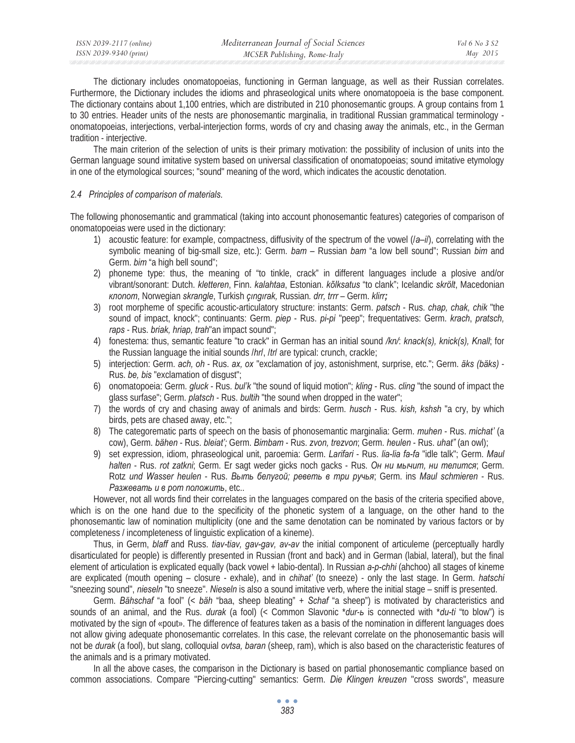The dictionary includes onomatopoeias, functioning in German language, as well as their Russian correlates. Furthermore, the Dictionary includes the idioms and phraseological units where onomatopoeia is the base component. The dictionary contains about 1,100 entries, which are distributed in 210 phonosemantic groups. A group contains from 1 to 30 entries. Header units of the nests are phonosemantic marginalia, in traditional Russian grammatical terminology - onomatopoeias, interjections, verbal-interjection forms, words of cry and chasing away the animals, etc., in the German tradition - interjective.

The main criterion of the selection of units is their primary motivation: the possibility of inclusion of units into the German language sound imitative system based on universal classification of onomatopoeias; sound imitative etymology in one of the etymological sources; "sound" meaning of the word, which indicates the acoustic denotation.

### *2.4 Principles of comparison of materials.*

The following phonosemantic and grammatical (taking into account phonosemantic features) categories of comparison of onomatopoeias were used in the dictionary:

1) acoustic feature: for example, compactness, diffusivity of the spectrum of the vowel (*/a–i/*), correlating with the symbolic meaning of big-small size, etc.): Germ. *bam* – Russian *bam* "a low bell sound"; Russian *bim* and Germ. *bim* "a high bell sound";
2) phoneme type: thus, the meaning of "to tinkle, crack" in different languages include a plosive and/or vibrant/sonorant: Dutch. *kletteren*, Finn. *kalahtaa*, Estonian. *kõlksatus* "to clank"; Icelandic *skrölt*, Macedonian *клопот*, Norwegian *skrangle*, Turkish *çıngırak,* Russian. *drr, trrr* – Germ. *klirr;*
3) root morpheme of specific acoustic-articulatory structure: instants: Germ. *patsch* - Rus. *chap, chak, chik* "the sound of impact, knock"; continuants: Germ. *piep* - Rus. *pi-pi* "peep"; frequentatives: Germ. *krach*, *pratsch, raps* - Rus. *briak, hriap, trah*"an impact sound";
4) fonestema: thus, semantic feature "to crack" in German has an initial sound */kn/*: *knack(s), knick(s), Knall*; for the Russian language the initial sounds */hr/*, */tr/* are typical: crunch, crackle;
5) interjection: Germ. *ach, oh* - Rus. *ax, ox* "exclamation of joy, astonishment, surprise, etc."; Germ. *äks (bäks)* - Rus. *be, bis* "exclamation of disgust";
6) onomatopoeia: Germ. *gluck* - Rus. *bul'k* "the sound of liquid motion"; *kling* - Rus. *cling* "the sound of impact the glass surfase"; Germ. *platsch* - Rus. *bultih* "the sound when dropped in the water";
7) the words of cry and chasing away of animals and birds: Germ. *husch* - Rus. *kish, kshsh* "a cry, by which birds, pets are chased away, etc.";
8) The categorematic parts of speech on the basis of phonosemantic marginalia: Germ. *muhen* - Rus. *michat'* (a cow), Germ. *bähen* - Rus. *bleiat';* Germ. *Bimbam* - Rus. *zvon, trezvon*; Germ. *heulen* - Rus. *uhat"* (an owl);
9) set expression, idiom, phraseological unit, paroemia: Germ. *Larifari* - Rus. *lia-lia fa-fa* "idle talk"; Germ. *Maul halten* - Rus. *rot zatkni*; Germ. Er sagt weder gicks noch gacks - Rus. *Он ни мычит, ни телится*; Germ. Rotz *und Wasser heulen* - Rus. *Выть белугой; реветь в три ручья*; Germ. ins *Maul schmieren* - Rus. *Разжевать и в рот положить*, etc..

However, not all words find their correlates in the languages compared on the basis of the criteria specified above, which is on the one hand due to the specificity of the phonetic system of a language, on the other hand to the phonosemantic law of nomination multiplicity (one and the same denotation can be nominated by various factors or by completeness / incompleteness of linguistic explication of a kineme).

Thus, in Germ, *blaff* and Russ. *tiav-tiav, gav-gav, av-av* the initial component of articuleme (perceptually hardly disarticulated for people) is differently presented in Russian (front and back) and in German (labial, lateral), but the final element of articulation is explicated equally (back vowel + labio-dental). In Russian *a-p-chhi* (ahchoo) all stages of kineme are explicated (mouth opening – closure - exhale), and in *chihat'* (to sneeze) - only the last stage. In Germ. *hatschi* "sneezing sound", *nieseln* "to sneeze". *Nieseln* is also a sound imitative verb, where the initial stage – sniff is presented.

Germ. *Bähschaf* "a fool" (< *bäh* "baa, sheep bleating" + *Schaf* "a sheep") is motivated by characteristics and sounds of an animal, and the Rus. *durak* (a fool) (< Common Slavonic \**dur-ь* is connected with \**du-ti* "to blow") is motivated by the sign of «pout». The difference of features taken as a basis of the nomination in different languages does not allow giving adequate phonosemantic correlates. In this case, the relevant correlate on the phonosemantic basis will not be *durak* (a fool), but slang, colloquial *ovtsa, baran* (sheep, ram), which is also based on the characteristic features of the animals and is a primary motivated.

In all the above cases, the comparison in the Dictionary is based on partial phonosemantic compliance based on common associations. Compare "Piercing-cutting" semantics: Germ. *Die Klingen kreuzen* "cross swords", measure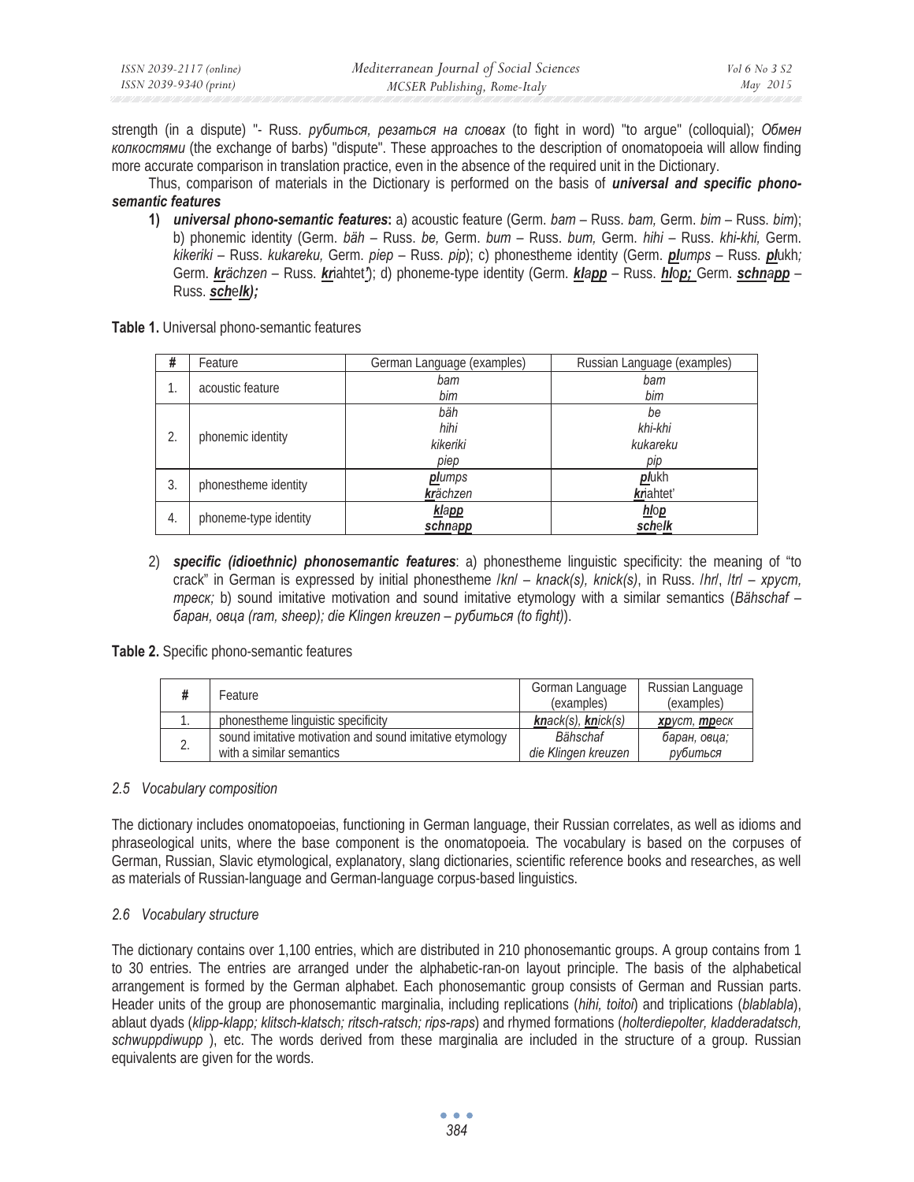strength (in a dispute) "- Russ. *рубиться, резаться на словах* (to fight in word) "to argue" (colloquial); *Обмен колкостями* (the exchange of barbs) "dispute". These approaches to the description of onomatopoeia will allow finding more accurate comparison in translation practice, even in the absence of the required unit in the Dictionary.

Thus, comparison of materials in the Dictionary is performed on the basis of ***universal and specific phono-semantic features***

1) ***universal phono-semantic features*****:** a) acoustic feature (Germ. *bam* – Russ. *bam,* Germ. *bim* – Russ. *bim*); b) phonemic identity (Germ. *bäh* – Russ. *be,* Germ. *bum* – Russ. *bum,* Germ. *hihi* – Russ. *khi-khi,* Germ. *kikeriki* – Russ. *kukareku,* Germ. *piep* – Russ. *pip*); c) phonestheme identity (Germ. ***pl****umps* – Russ. ***pl****ukh;* Germ. ***kr****ächzen* – Russ. ***kr****iahtet'*); d) phoneme-type identity (Germ. ***kl****a**pp*** – Russ. ***hl****o**p;*** Germ. ***schn****a**pp*** – Russ. ***sch****e**lk);***

**Table 1.** Universal phono-semantic features

| # | Feature | German Language (examples) | Russian Language (examples) |
|---|---|---|---|
| 1. | acoustic feature | *bam*<br>*bim* | *bam*<br>*bim* |
| 2. | phonemic identity | *bäh*<br>*hihi*<br>*kikeriki*<br>*piep* | *be*<br>*khi-khi*<br>*kukareku*<br>*pip* |
| 3. | phonestheme identity | ***pl****umps*<br>***kr****ächzen* | ***pl****ukh*<br>***kr****iahtet'* |
| 4. | phoneme-type identity | ***kl****a**pp***<br>***schn****a**pp*** | ***hl****o**p***<br>***sch****e**lk*** |

2) ***specific (idioethnic) phonosemantic features***: a) phonestheme linguistic specificity: the meaning of "to crack" in German is expressed by initial phonestheme */kn/ – knack(s), knick(s)*, in Russ. */hr/*, */tr/ – хруст, треск;* b) sound imitative motivation and sound imitative etymology with a similar semantics (*Bähschaf – баран, овца (ram, sheep); die Klingen kreuzen – рубиться (to fight)*).

**Table 2.** Specific phono-semantic features

| # | Feature | Gorman Language (examples) | Russian Language (examples) |
|---|---|---|---|
| 1. | phonestheme linguistic specificity | ***kn****ack(s),* ***kn****ick(s)* | ***хр****уст,* ***тр****еск* |
| 2. | sound imitative motivation and sound imitative etymology with a similar semantics | *Bähschaf*<br>*die Klingen kreuzen* | *баран, овца;*<br>*рубиться* |

### *2.5 Vocabulary composition*

The dictionary includes onomatopoeias, functioning in German language, their Russian correlates, as well as idioms and phraseological units, where the base component is the onomatopoeia. The vocabulary is based on the corpuses of German, Russian, Slavic etymological, explanatory, slang dictionaries, scientific reference books and researches, as well as materials of Russian-language and German-language corpus-based linguistics.

### *2.6 Vocabulary structure*

The dictionary contains over 1,100 entries, which are distributed in 210 phonosemantic groups. A group contains from 1 to 30 entries. The entries are arranged under the alphabetic-ran-on layout principle. The basis of the alphabetical arrangement is formed by the German alphabet. Each phonosemantic group consists of German and Russian parts. Header units of the group are phonosemantic marginalia, including replications (*hihi, toitoi*) and triplications (*blablabla*), ablaut dyads (*klipp-klapp; klitsch-klatsch; ritsch-ratsch; rips-raps*) and rhymed formations (*holterdiepolter, kladderadatsch, schwuppdiwupp* ), etc. The words derived from these marginalia are included in the structure of a group. Russian equivalents are given for the words.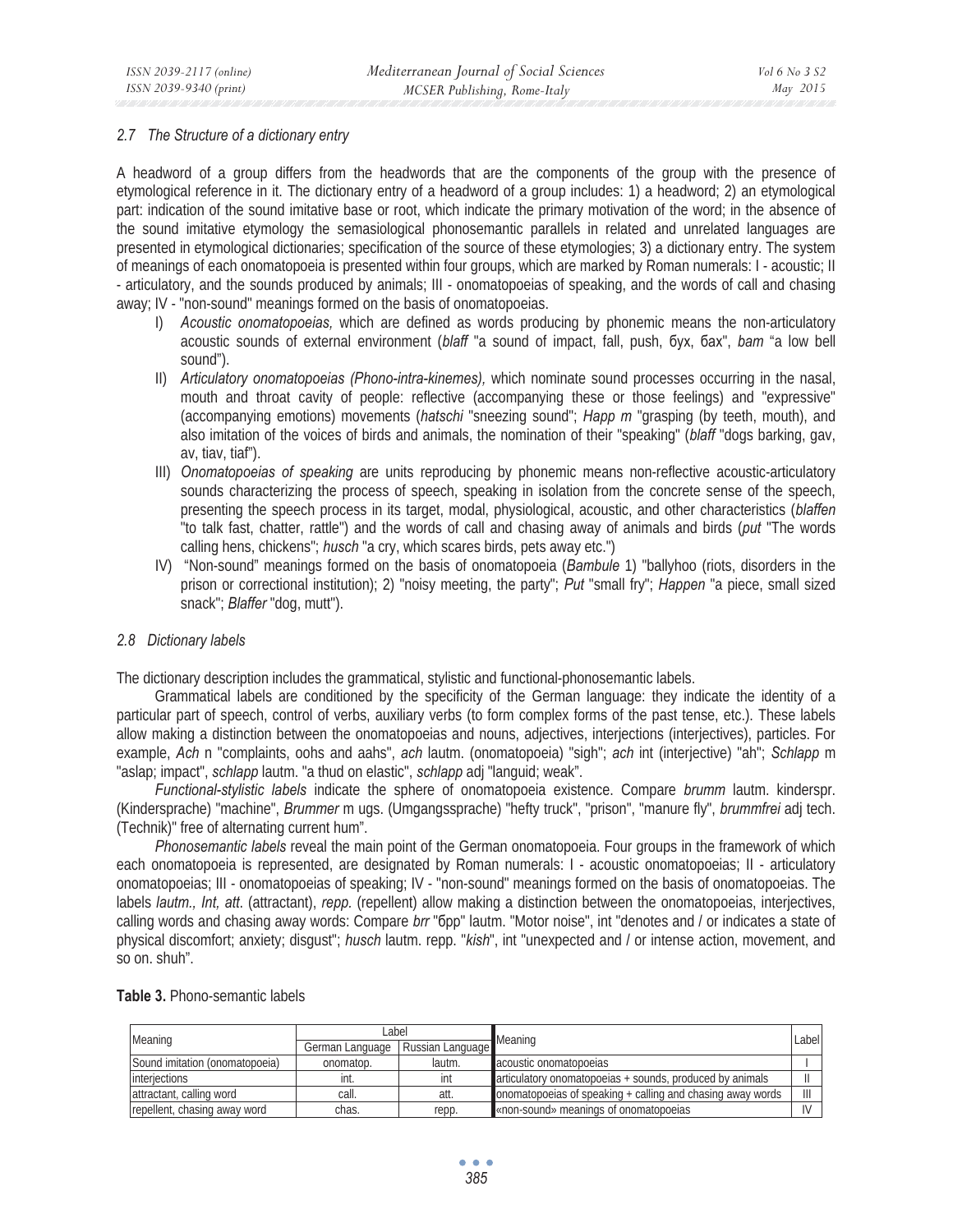### 2.7 The Structure of a dictionary entry

A headword of a group differs from the headwords that are the components of the group with the presence of etymological reference in it. The dictionary entry of a headword of a group includes: 1) a headword; 2) an etymological part: indication of the sound imitative base or root, which indicate the primary motivation of the word; in the absence of the sound imitative etymology the semasiological phonosemantic parallels in related and unrelated languages are presented in etymological dictionaries; specification of the source of these etymologies; 3) a dictionary entry. The system of meanings of each onomatopoeia is presented within four groups, which are marked by Roman numerals: I - acoustic; II - articulatory, and the sounds produced by animals; III - onomatopoeias of speaking, and the words of call and chasing away; IV - "non-sound" meanings formed on the basis of onomatopoeias.

I) *Acoustic onomatopoeias,* which are defined as words producing by phonemic means the non-articulatory acoustic sounds of external environment (*blaff* "a sound of impact, fall, push, бух, бах", *bam* "a low bell sound").

II) *Articulatory onomatopoeias (Phono-intra-kinemes),* which nominate sound processes occurring in the nasal, mouth and throat cavity of people: reflective (accompanying these or those feelings) and "expressive" (accompanying emotions) movements (*hatschi* "sneezing sound"; *Happ m* "grasping (by teeth, mouth), and also imitation of the voices of birds and animals, the nomination of their "speaking" (*blaff* "dogs barking, gav, av, tiav, tiaf").

III) *Onomatopoeias of speaking* are units reproducing by phonemic means non-reflective acoustic-articulatory sounds characterizing the process of speech, speaking in isolation from the concrete sense of the speech, presenting the speech process in its target, modal, physiological, acoustic, and other characteristics (*blaffen* "to talk fast, chatter, rattle") and the words of call and chasing away of animals and birds (*put* "The words calling hens, chickens"; *husch* "a cry, which scares birds, pets away etc.")

IV) "Non-sound" meanings formed on the basis of onomatopoeia (*Bambule* 1) "ballyhoo (riots, disorders in the prison or correctional institution); 2) "noisy meeting, the party"; *Put* "small fry"; *Happen* "a piece, small sized snack"; *Blaffer* "dog, mutt").

### 2.8 Dictionary labels

The dictionary description includes the grammatical, stylistic and functional-phonosemantic labels.

Grammatical labels are conditioned by the specificity of the German language: they indicate the identity of a particular part of speech, control of verbs, auxiliary verbs (to form complex forms of the past tense, etc.). These labels allow making a distinction between the onomatopoeias and nouns, adjectives, interjections (interjectives), particles. For example, *Ach* n "complaints, oohs and aahs", *ach* lautm. (onomatopoeia) "sigh"; *ach* int (interjective) "ah"; *Schlapp* m "aslap; impact", *schlapp* lautm. "a thud on elastic", *schlapp* adj "languid; weak".

*Functional-stylistic labels* indicate the sphere of onomatopoeia existence. Compare *brumm* lautm. kinderspr. (Kindersprache) "machine", *Brummer* m ugs. (Umgangssprache) "hefty truck", "prison", "manure fly", *brummfrei* adj tech. (Technik)" free of alternating current hum".

*Phonosemantic labels* reveal the main point of the German onomatopoeia. Four groups in the framework of which each onomatopoeia is represented, are designated by Roman numerals: I - acoustic onomatopoeias; II - articulatory onomatopoeias; III - onomatopoeias of speaking; IV - "non-sound" meanings formed on the basis of onomatopoeias. The labels *lautm., Int, att.* (attractant), *repp.* (repellent) allow making a distinction between the onomatopoeias, interjectives, calling words and chasing away words: Compare *brr* "брр" lautm. "Motor noise", int "denotes and / or indicates a state of physical discomfort; anxiety; disgust"; *husch* lautm. repp. "*kish*", int "unexpected and / or intense action, movement, and so on. shuh".

**Table 3.** Phono-semantic labels

| Meaning | Label | | Meaning | Label |
|---|---|---|---|---|
| | German Language | Russian Language | | |
| Sound imitation (onomatopoeia) | onomatop. | lautm. | acoustic onomatopoeias | I |
| interjections | int. | int | articulatory onomatopoeias + sounds, produced by animals | II |
| attractant, calling word | call. | att. | onomatopoeias of speaking + calling and chasing away words | III |
| repellent, chasing away word | chas. | repp. | «non-sound» meanings of onomatopoeias | IV |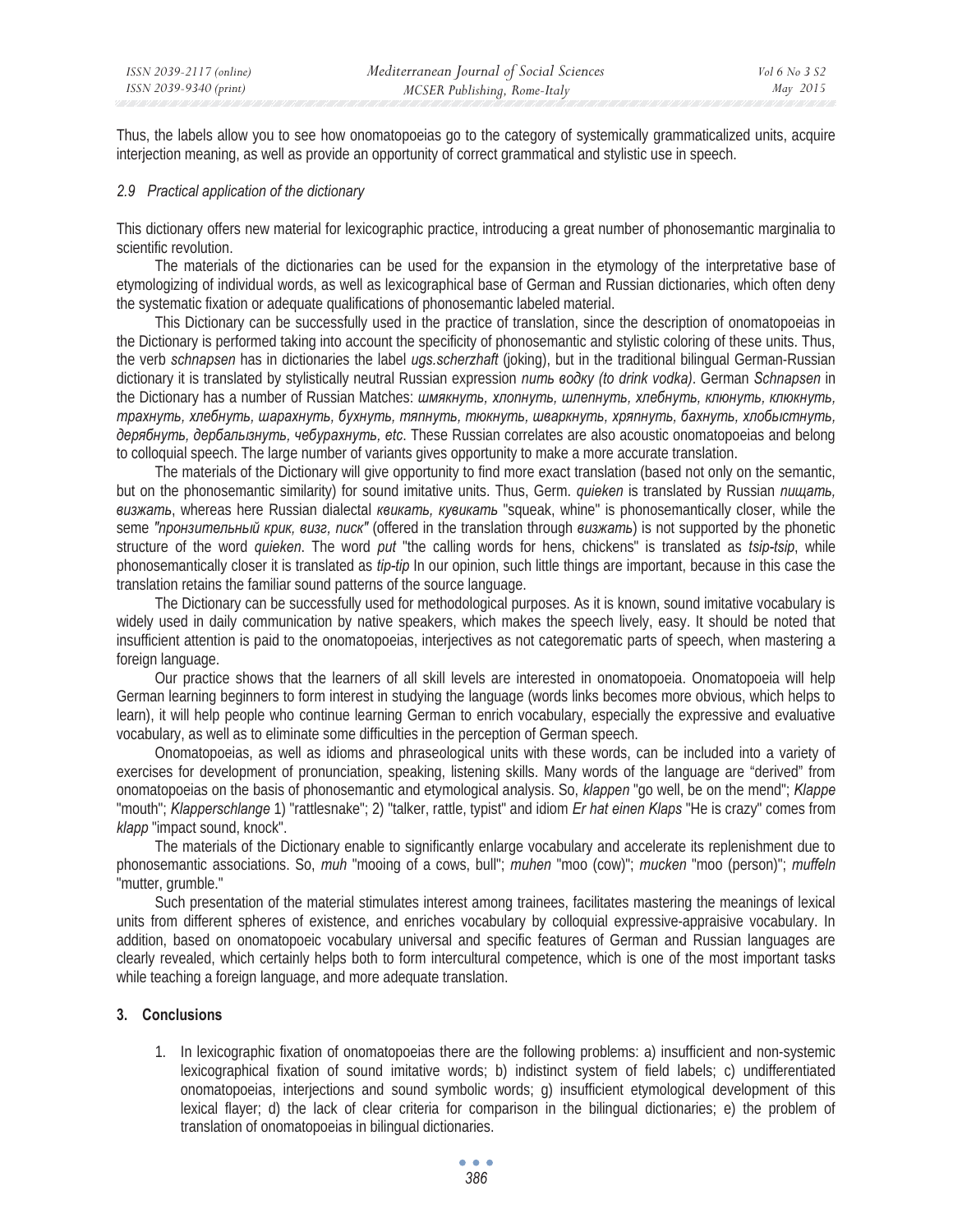Thus, the labels allow you to see how onomatopoeias go to the category of systemically grammaticalized units, acquire interjection meaning, as well as provide an opportunity of correct grammatical and stylistic use in speech.

### *2.9 Practical application of the dictionary*

This dictionary offers new material for lexicographic practice, introducing a great number of phonosemantic marginalia to scientific revolution.

The materials of the dictionaries can be used for the expansion in the etymology of the interpretative base of etymologizing of individual words, as well as lexicographical base of German and Russian dictionaries, which often deny the systematic fixation or adequate qualifications of phonosemantic labeled material.

This Dictionary can be successfully used in the practice of translation, since the description of onomatopoeias in the Dictionary is performed taking into account the specificity of phonosemantic and stylistic coloring of these units. Thus, the verb *schnapsen* has in dictionaries the label *ugs.scherzhaft* (joking), but in the traditional bilingual German-Russian dictionary it is translated by stylistically neutral Russian expression *пить водку (to drink vodka)*. German *Schnapsen* in the Dictionary has a number of Russian Matches: *шмякнуть, хлопнуть, шлепнуть, хлебнуть, клюнуть, клюкнуть, трахнуть, хлебнуть, шарахнуть, бухнуть, тяпнуть, тюкнуть, шваркнуть, хряпнуть, бахнуть, хлобыстнуть, дерябнуть, дербалызнуть, чебурахнуть, etc*. These Russian correlates are also acoustic onomatopoeias and belong to colloquial speech. The large number of variants gives opportunity to make a more accurate translation.

The materials of the Dictionary will give opportunity to find more exact translation (based not only on the semantic, but on the phonosemantic similarity) for sound imitative units. Thus, Germ. *quieken* is translated by Russian *пищать, визжать*, whereas here Russian dialectal *квикать, кувикать* "squeak, whine" is phonosemantically closer, while the seme *"пронзительный крик, визг, писк"* (offered in the translation through *визжать*) is not supported by the phonetic structure of the word *quieken*. The word *put* "the calling words for hens, chickens" is translated as *tsip-tsip*, while phonosemantically closer it is translated as *tip-tip* In our opinion, such little things are important, because in this case the translation retains the familiar sound patterns of the source language.

The Dictionary can be successfully used for methodological purposes. As it is known, sound imitative vocabulary is widely used in daily communication by native speakers, which makes the speech lively, easy. It should be noted that insufficient attention is paid to the onomatopoeias, interjectives as not categorematic parts of speech, when mastering a foreign language.

Our practice shows that the learners of all skill levels are interested in onomatopoeia. Onomatopoeia will help German learning beginners to form interest in studying the language (words links becomes more obvious, which helps to learn), it will help people who continue learning German to enrich vocabulary, especially the expressive and evaluative vocabulary, as well as to eliminate some difficulties in the perception of German speech.

Onomatopoeias, as well as idioms and phraseological units with these words, can be included into a variety of exercises for development of pronunciation, speaking, listening skills. Many words of the language are "derived" from onomatopoeias on the basis of phonosemantic and etymological analysis. So, *klappen* "go well, be on the mend"; *Klappe* "mouth"; *Klapperschlange* 1) "rattlesnake"; 2) "talker, rattle, typist" and idiom *Er hat einen Klaps* "He is crazy" comes from *klapp* "impact sound, knock".

The materials of the Dictionary enable to significantly enlarge vocabulary and accelerate its replenishment due to phonosemantic associations. So, *muh* "mooing of a cows, bull"; *muhen* "moo (cow)"; *mucken* "moo (person)"; *muffeln* "mutter, grumble."

Such presentation of the material stimulates interest among trainees, facilitates mastering the meanings of lexical units from different spheres of existence, and enriches vocabulary by colloquial expressive-appraisive vocabulary. In addition, based on onomatopoeic vocabulary universal and specific features of German and Russian languages are clearly revealed, which certainly helps both to form intercultural competence, which is one of the most important tasks while teaching a foreign language, and more adequate translation.

## 3. Conclusions

1. In lexicographic fixation of onomatopoeias there are the following problems: a) insufficient and non-systemic lexicographical fixation of sound imitative words; b) indistinct system of field labels; c) undifferentiated onomatopoeias, interjections and sound symbolic words; g) insufficient etymological development of this lexical flayer; d) the lack of clear criteria for comparison in the bilingual dictionaries; e) the problem of translation of onomatopoeias in bilingual dictionaries.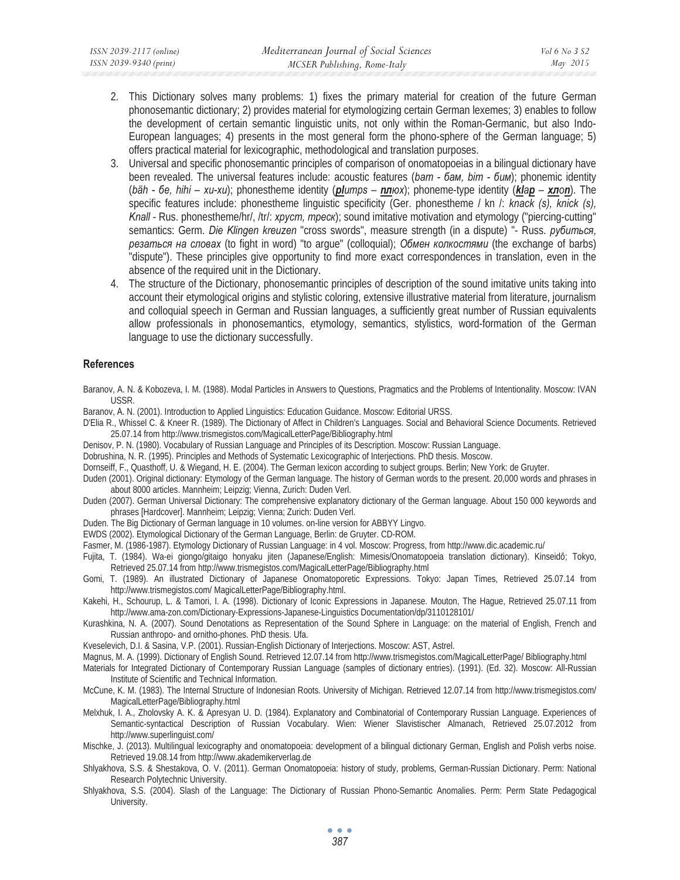2. This Dictionary solves many problems: 1) fixes the primary material for creation of the future German phonosemantic dictionary; 2) provides material for etymologizing certain German lexemes; 3) enables to follow the development of certain semantic linguistic units, not only within the Roman-Germanic, but also Indo-European languages; 4) presents in the most general form the phono-sphere of the German language; 5) offers practical material for lexicographic, methodological and translation purposes.
3. Universal and specific phonosemantic principles of comparison of onomatopoeias in a bilingual dictionary have been revealed. The universal features include: acoustic features (*bam - бам, bim - бим*); phonemic identity (*bäh - бе, hihi – хи-хи*); phonestheme identity (***pl**umps – **пл**юх*); phoneme-type identity (***kl**a**p** – **хл**о**п***). The specific features include: phonestheme linguistic specificity (Ger. phonestheme / kn /: *knack (s), knick (s), Knall* - Rus. phonestheme/hr/, /tr/: *хруст, треск*); sound imitative motivation and etymology ("piercing-cutting" semantics: Germ. *Die Klingen kreuzen* "cross swords", measure strength (in a dispute) "- Russ. *рубиться, резаться на словах* (to fight in word) "to argue" (colloquial); *Обмен колкостями* (the exchange of barbs) "dispute"). These principles give opportunity to find more exact correspondences in translation, even in the absence of the required unit in the Dictionary.
4. The structure of the Dictionary, phonosemantic principles of description of the sound imitative units taking into account their etymological origins and stylistic coloring, extensive illustrative material from literature, journalism and colloquial speech in German and Russian languages, a sufficiently great number of Russian equivalents allow professionals in phonosemantics, etymology, semantics, stylistics, word-formation of the German language to use the dictionary successfully.

## References

Baranov, A. N. & Kobozeva, I. M. (1988). Modal Particles in Answers to Questions, Pragmatics and the Problems of Intentionality. Moscow: IVAN USSR.

Baranov, A. N. (2001). Introduction to Applied Linguistics: Education Guidance. Moscow: Editorial URSS.

D'Elia R., Whissel C. & Kneer R. (1989). The Dictionary of Affect in Children's Languages. Social and Behavioral Science Documents. Retrieved 25.07.14 from http://www.trismegistos.com/MagicalLetterPage/Bibliography.html

Denisov, P. N. (1980). Vocabulary of Russian Language and Principles of its Description. Moscow: Russian Language.

Dobrushina, N. R. (1995). Principles and Methods of Systematic Lexicographic of Interjections. PhD thesis. Moscow.

Dornseiff, F., Quasthoff, U. & Wiegand, H. E. (2004). The German lexicon according to subject groups. Berlin; New York: de Gruyter.

Duden (2001). Original dictionary: Etymology of the German language. The history of German words to the present. 20,000 words and phrases in about 8000 articles. Mannheim; Leipzig; Vienna, Zurich: Duden Verl.

Duden (2007). German Universal Dictionary: The comprehensive explanatory dictionary of the German language. About 150 000 keywords and phrases [Hardcover]. Mannheim; Leipzig; Vienna; Zurich: Duden Verl.

Duden. The Big Dictionary of German language in 10 volumes. on-line version for ABBYY Lingvo.

EWDS (2002). Etymological Dictionary of the German Language, Berlin: de Gruyter. CD-ROM.

Fasmer, M. (1986-1987). Etymology Dictionary of Russian Language: in 4 vol. Moscow: Progress, from http://www.dic.academic.ru/

Fujita, T. (1984). Wa-ei giongo/gitaigo honyaku jiten (Japanese/English: Mimesis/Onomatopoeia translation dictionary). Kinseidô; Tokyo, Retrieved 25.07.14 from http://www.trismegistos.com/MagicalLetterPage/Bibliography.html

Gomi, T. (1989). An illustrated Dictionary of Japanese Onomatoporetic Expressions. Tokyo: Japan Times, Retrieved 25.07.14 from http://www.trismegistos.com/ MagicalLetterPage/Bibliography.html.

Kakehi, H., Schourup, L. & Tamori, I. A. (1998). Dictionary of Iconic Expressions in Japanese. Mouton, The Hague, Retrieved 25.07.11 from http://www.ama-zon.com/Dictionary-Expressions-Japanese-Linguistics Documentation/dp/3110128101/

Kurashkina, N. A. (2007). Sound Denotations as Representation of the Sound Sphere in Language: on the material of English, French and Russian anthropo- and ornitho-phones. PhD thesis. Ufa.

Kveselevich, D.I. & Sasina, V.P. (2001). Russian-English Dictionary of Interjections. Moscow: AST, Astrel.

Magnus, M. A. (1999). Dictionary of English Sound. Retrieved 12.07.14 from http://www.trismegistos.com/MagicalLetterPage/ Bibliography.html

Materials for Integrated Dictionary of Contemporary Russian Language (samples of dictionary entries). (1991). (Ed. 32). Moscow: All-Russian Institute of Scientific and Technical Information.

McCune, K. M. (1983). The Internal Structure of Indonesian Roots. University of Michigan. Retrieved 12.07.14 from http://www.trismegistos.com/ MagicalLetterPage/Bibliography.html

Melxhuk, I. A., Zholovsky A. K. & Apresyan U. D. (1984). Explanatory and Combinatorial of Contemporary Russian Language. Experiences of Semantic-syntactical Description of Russian Vocabulary. Wien: Wiener Slavistischer Almanach, Retrieved 25.07.2012 from http://www.superlinguist.com/

Mischke, J. (2013). Multilingual lexicography and onomatopoeia: development of a bilingual dictionary German, English and Polish verbs noise. Retrieved 19.08.14 from http://www.akademikerverlag.de

Shlyakhova, S.S. & Shestakova, O. V. (2011). German Onomatopoeia: history of study, problems, German-Russian Dictionary. Perm: National Research Polytechnic University.

Shlyakhova, S.S. (2004). Slash of the Language: The Dictionary of Russian Phono-Semantic Anomalies. Perm: Perm State Pedagogical University.